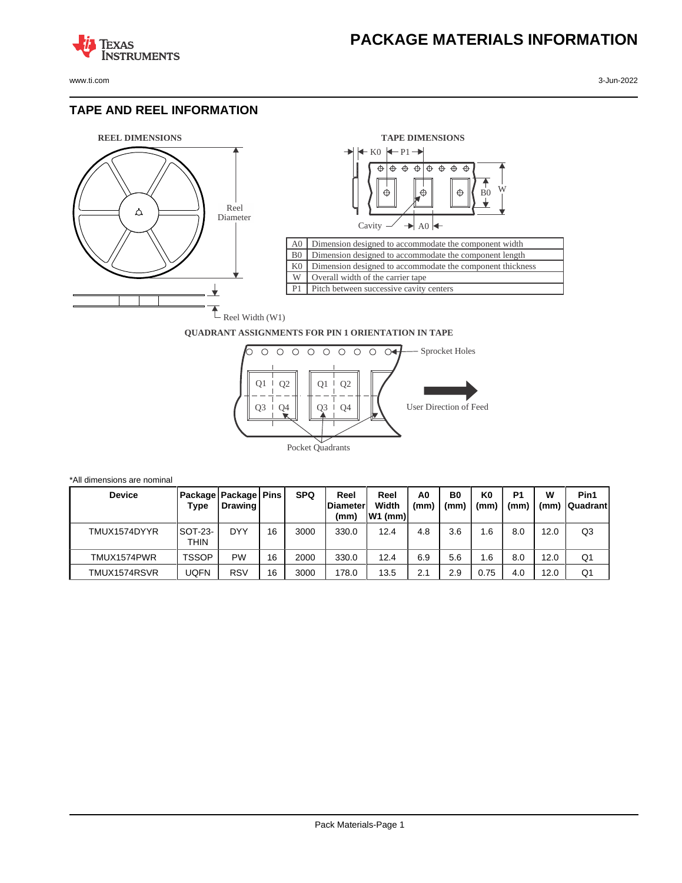# PACKAGE MATERIALS INFORMATION

## TAPE AND REEL INFORMATION

**REEL DIMENSIONS**

Reel Diameter

Reel Width (W1)

**TAPE DIMENSIONS**

K0 P1

B0 W

Cavity A0

| | |
|---|---|
| A0 | Dimension designed to accommodate the component width |
| B0 | Dimension designed to accommodate the component length |
| K0 | Dimension designed to accommodate the component thickness |
| W | Overall width of the carrier tape |
| P1 | Pitch between successive cavity centers |

**QUADRANT ASSIGNMENTS FOR PIN 1 ORIENTATION IN TAPE**

Sprocket Holes

Q1 Q2 Q3 Q4

User Direction of Feed

Pocket Quadrants

*All dimensions are nominal

| Device | Package Type | Package Drawing | Pins | SPQ | Reel Diameter (mm) | Reel Width W1 (mm) | A0 (mm) | B0 (mm) | K0 (mm) | P1 (mm) | W (mm) | Pin1 Quadrant |
|---|---|---|---|---|---|---|---|---|---|---|---|---|
| TMUX1574DYYR | SOT-23-THIN | DYY | 16 | 3000 | 330.0 | 12.4 | 4.8 | 3.6 | 1.6 | 8.0 | 12.0 | Q3 |
| TMUX1574PWR | TSSOP | PW | 16 | 2000 | 330.0 | 12.4 | 6.9 | 5.6 | 1.6 | 8.0 | 12.0 | Q1 |
| TMUX1574RSVR | UQFN | RSV | 16 | 3000 | 178.0 | 13.5 | 2.1 | 2.9 | 0.75 | 4.0 | 12.0 | Q1 |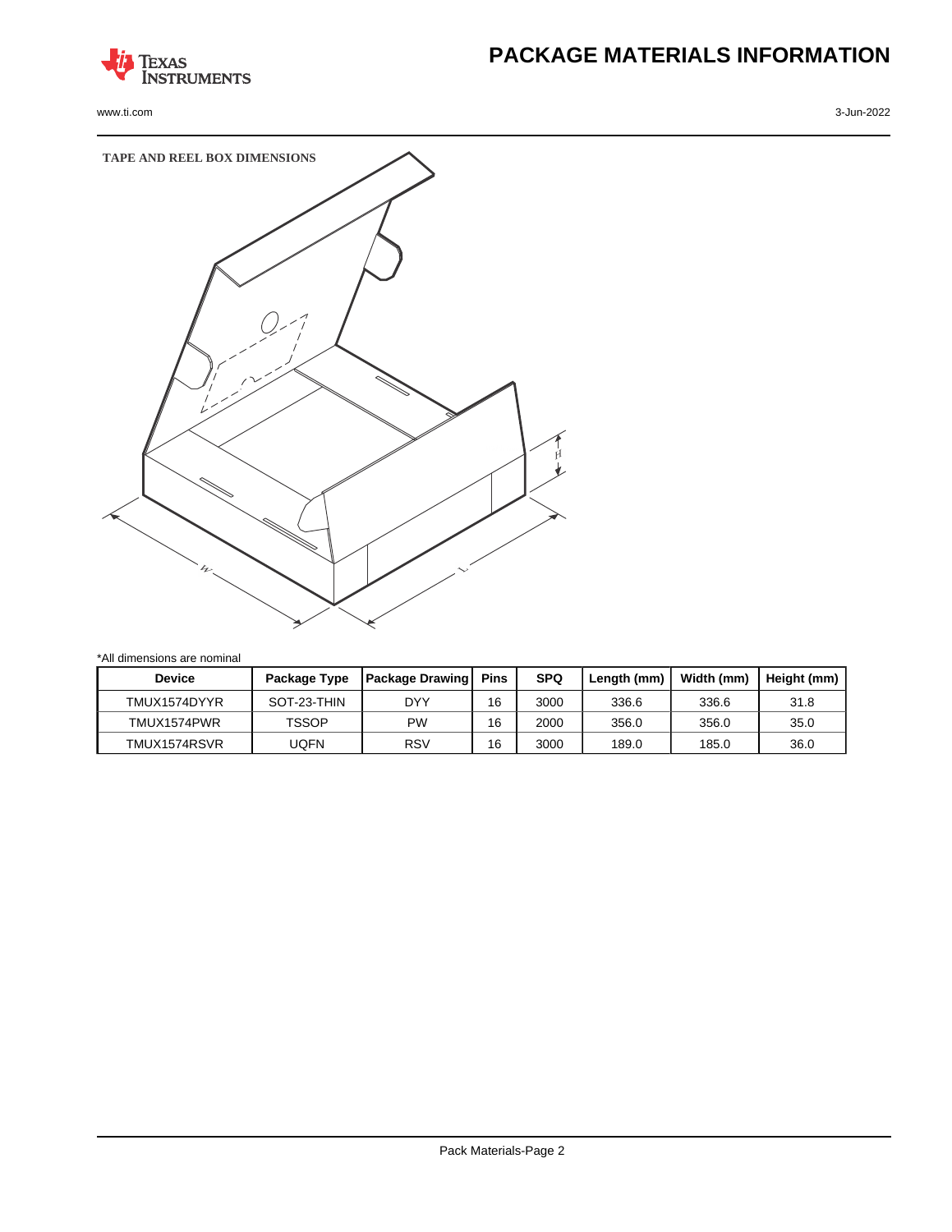# PACKAGE MATERIALS INFORMATION

www.ti.com

3-Jun-2022

## TAPE AND REEL BOX DIMENSIONS

H

W

L

*All dimensions are nominal

| Device | Package Type | Package Drawing | Pins | SPQ | Length (mm) | Width (mm) | Height (mm) |
|---|---|---|---|---|---|---|---|
| TMUX1574DYYR | SOT-23-THIN | DYY | 16 | 3000 | 336.6 | 336.6 | 31.8 |
| TMUX1574PWR | TSSOP | PW | 16 | 2000 | 356.0 | 356.0 | 35.0 |
| TMUX1574RSVR | UQFN | RSV | 16 | 3000 | 189.0 | 185.0 | 36.0 |